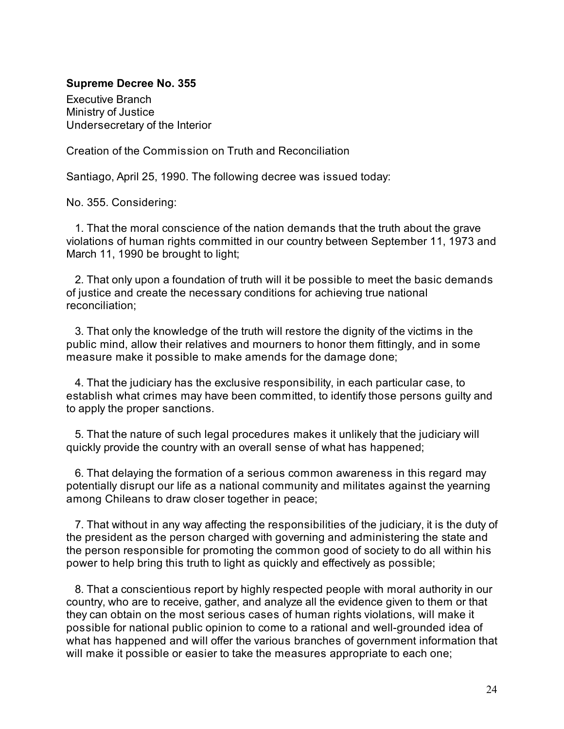**Supreme Decree No. 355**

Executive Branch
Ministry of Justice
Undersecretary of the Interior

Creation of the Commission on Truth and Reconciliation

Santiago, April 25, 1990. The following decree was issued today:

No. 355. Considering:

1. That the moral conscience of the nation demands that the truth about the grave violations of human rights committed in our country between September 11, 1973 and March 11, 1990 be brought to light;

2. That only upon a foundation of truth will it be possible to meet the basic demands of justice and create the necessary conditions for achieving true national reconciliation;

3. That only the knowledge of the truth will restore the dignity of the victims in the public mind, allow their relatives and mourners to honor them fittingly, and in some measure make it possible to make amends for the damage done;

4. That the judiciary has the exclusive responsibility, in each particular case, to establish what crimes may have been committed, to identify those persons guilty and to apply the proper sanctions.

5. That the nature of such legal procedures makes it unlikely that the judiciary will quickly provide the country with an overall sense of what has happened;

6. That delaying the formation of a serious common awareness in this regard may potentially disrupt our life as a national community and militates against the yearning among Chileans to draw closer together in peace;

7. That without in any way affecting the responsibilities of the judiciary, it is the duty of the president as the person charged with governing and administering the state and the person responsible for promoting the common good of society to do all within his power to help bring this truth to light as quickly and effectively as possible;

8. That a conscientious report by highly respected people with moral authority in our country, who are to receive, gather, and analyze all the evidence given to them or that they can obtain on the most serious cases of human rights violations, will make it possible for national public opinion to come to a rational and well-grounded idea of what has happened and will offer the various branches of government information that will make it possible or easier to take the measures appropriate to each one;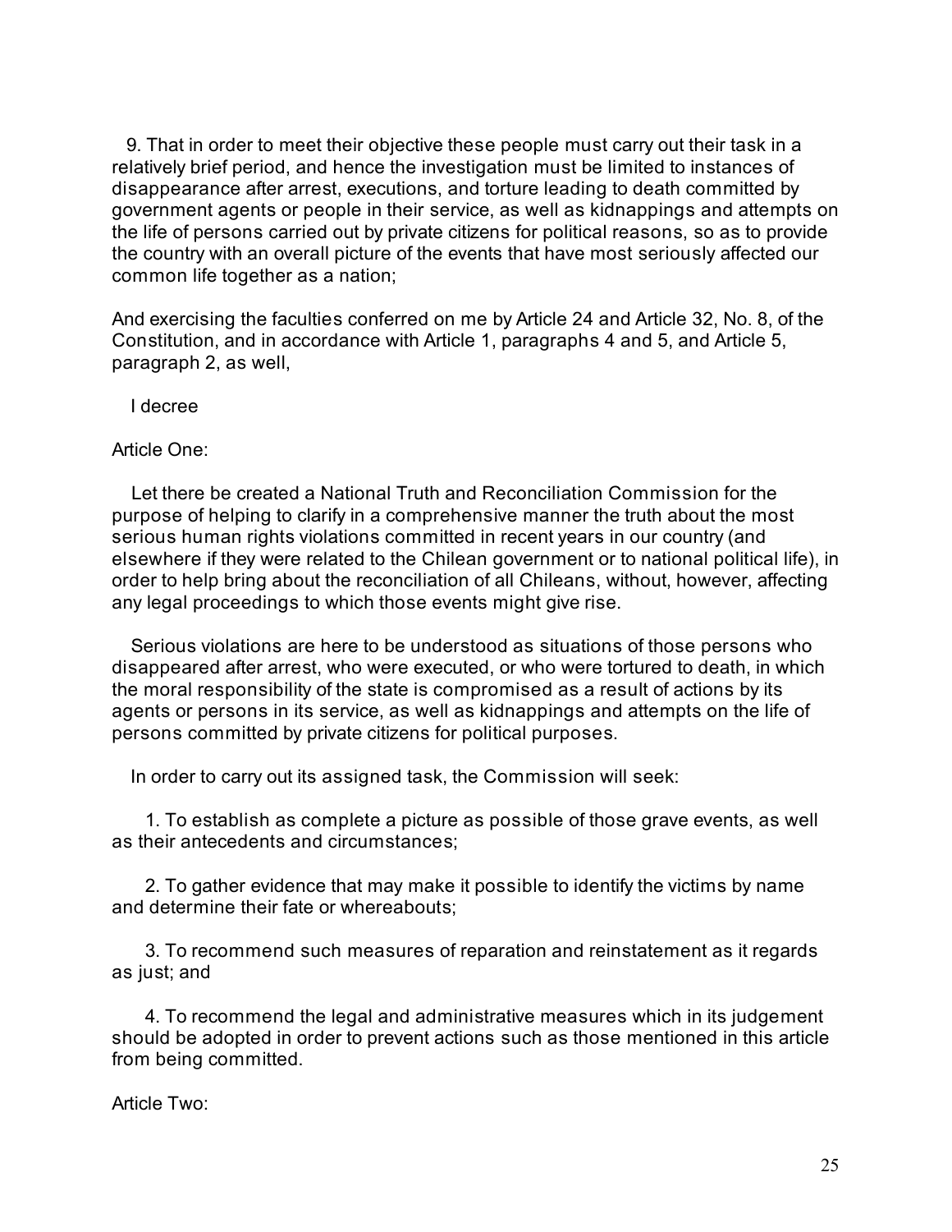9. That in order to meet their objective these people must carry out their task in a relatively brief period, and hence the investigation must be limited to instances of disappearance after arrest, executions, and torture leading to death committed by government agents or people in their service, as well as kidnappings and attempts on the life of persons carried out by private citizens for political reasons, so as to provide the country with an overall picture of the events that have most seriously affected our common life together as a nation;

And exercising the faculties conferred on me by Article 24 and Article 32, No. 8, of the Constitution, and in accordance with Article 1, paragraphs 4 and 5, and Article 5, paragraph 2, as well,

I decree

Article One:

Let there be created a National Truth and Reconciliation Commission for the purpose of helping to clarify in a comprehensive manner the truth about the most serious human rights violations committed in recent years in our country (and elsewhere if they were related to the Chilean government or to national political life), in order to help bring about the reconciliation of all Chileans, without, however, affecting any legal proceedings to which those events might give rise.

Serious violations are here to be understood as situations of those persons who disappeared after arrest, who were executed, or who were tortured to death, in which the moral responsibility of the state is compromised as a result of actions by its agents or persons in its service, as well as kidnappings and attempts on the life of persons committed by private citizens for political purposes.

In order to carry out its assigned task, the Commission will seek:

1. To establish as complete a picture as possible of those grave events, as well as their antecedents and circumstances;

2. To gather evidence that may make it possible to identify the victims by name and determine their fate or whereabouts;

3. To recommend such measures of reparation and reinstatement as it regards as just; and

4. To recommend the legal and administrative measures which in its judgement should be adopted in order to prevent actions such as those mentioned in this article from being committed.

Article Two: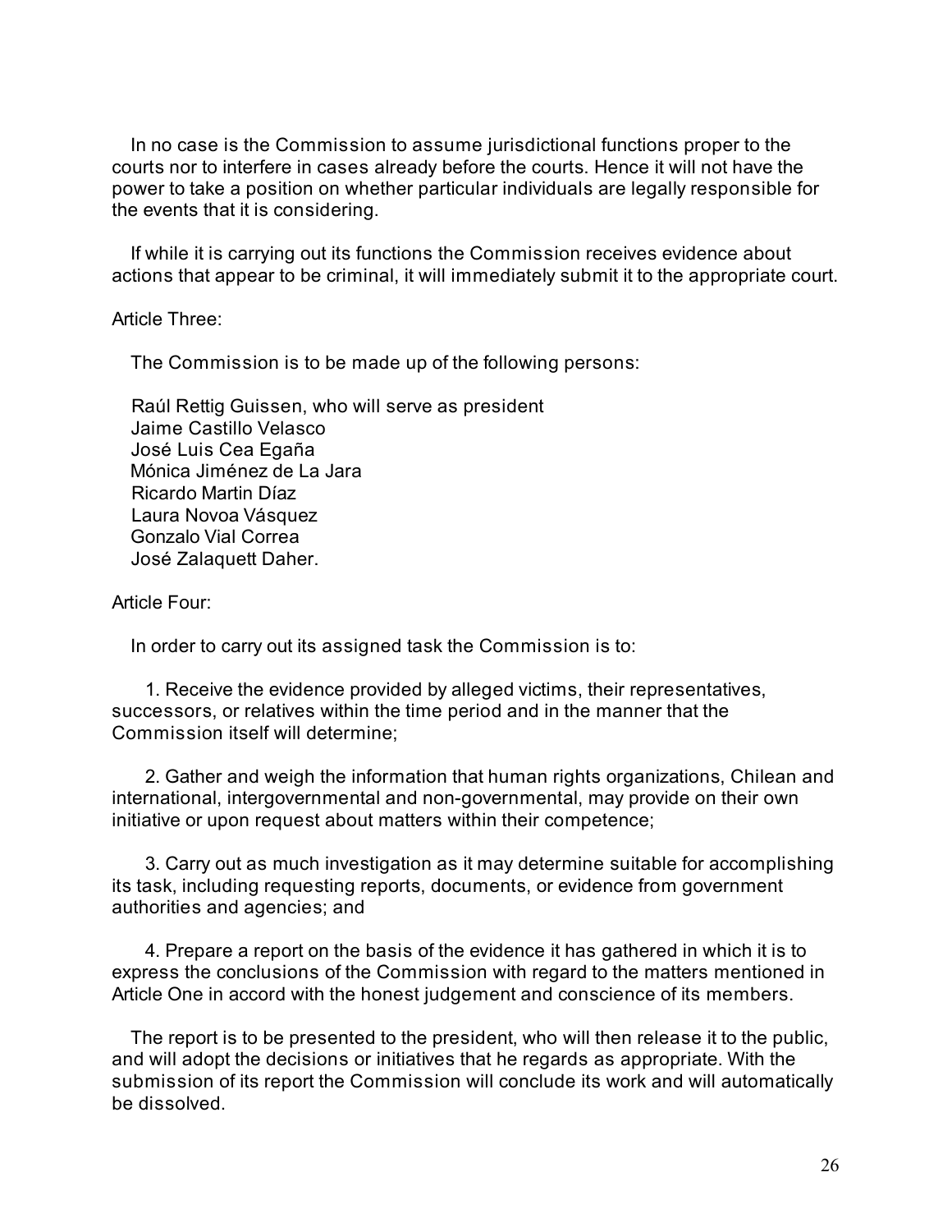In no case is the Commission to assume jurisdictional functions proper to the courts nor to interfere in cases already before the courts. Hence it will not have the power to take a position on whether particular individuals are legally responsible for the events that it is considering.

If while it is carrying out its functions the Commission receives evidence about actions that appear to be criminal, it will immediately submit it to the appropriate court.

Article Three:

The Commission is to be made up of the following persons:

Raúl Rettig Guissen, who will serve as president  
Jaime Castillo Velasco  
José Luis Cea Egaña  
Mónica Jiménez de La Jara  
Ricardo Martin Díaz  
Laura Novoa Vásquez  
Gonzalo Vial Correa  
José Zalaquett Daher.

Article Four:

In order to carry out its assigned task the Commission is to:

1. Receive the evidence provided by alleged victims, their representatives, successors, or relatives within the time period and in the manner that the Commission itself will determine;

2. Gather and weigh the information that human rights organizations, Chilean and international, intergovernmental and non-governmental, may provide on their own initiative or upon request about matters within their competence;

3. Carry out as much investigation as it may determine suitable for accomplishing its task, including requesting reports, documents, or evidence from government authorities and agencies; and

4. Prepare a report on the basis of the evidence it has gathered in which it is to express the conclusions of the Commission with regard to the matters mentioned in Article One in accord with the honest judgement and conscience of its members.

The report is to be presented to the president, who will then release it to the public, and will adopt the decisions or initiatives that he regards as appropriate. With the submission of its report the Commission will conclude its work and will automatically be dissolved.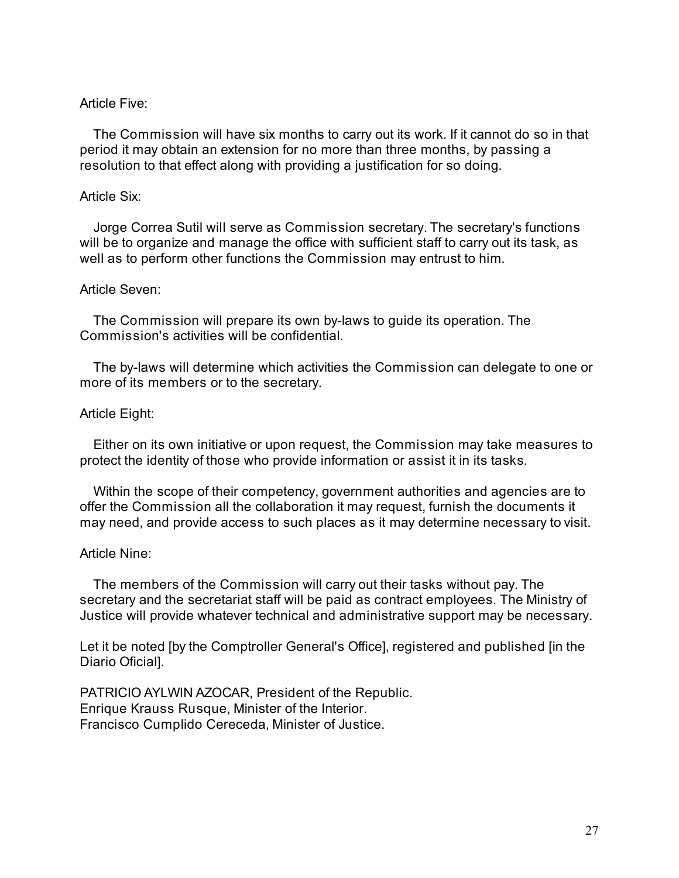Article Five:

The Commission will have six months to carry out its work. If it cannot do so in that period it may obtain an extension for no more than three months, by passing a resolution to that effect along with providing a justification for so doing.

Article Six:

Jorge Correa Sutil will serve as Commission secretary. The secretary's functions will be to organize and manage the office with sufficient staff to carry out its task, as well as to perform other functions the Commission may entrust to him.

Article Seven:

The Commission will prepare its own by-laws to guide its operation. The Commission's activities will be confidential.

The by-laws will determine which activities the Commission can delegate to one or more of its members or to the secretary.

Article Eight:

Either on its own initiative or upon request, the Commission may take measures to protect the identity of those who provide information or assist it in its tasks.

Within the scope of their competency, government authorities and agencies are to offer the Commission all the collaboration it may request, furnish the documents it may need, and provide access to such places as it may determine necessary to visit.

Article Nine:

The members of the Commission will carry out their tasks without pay. The secretary and the secretariat staff will be paid as contract employees. The Ministry of Justice will provide whatever technical and administrative support may be necessary.

Let it be noted [by the Comptroller General's Office], registered and published [in the Diario Oficial].

PATRICIO AYLWIN AZOCAR, President of the Republic.
Enrique Krauss Rusque, Minister of the Interior.
Francisco Cumplido Cereceda, Minister of Justice.